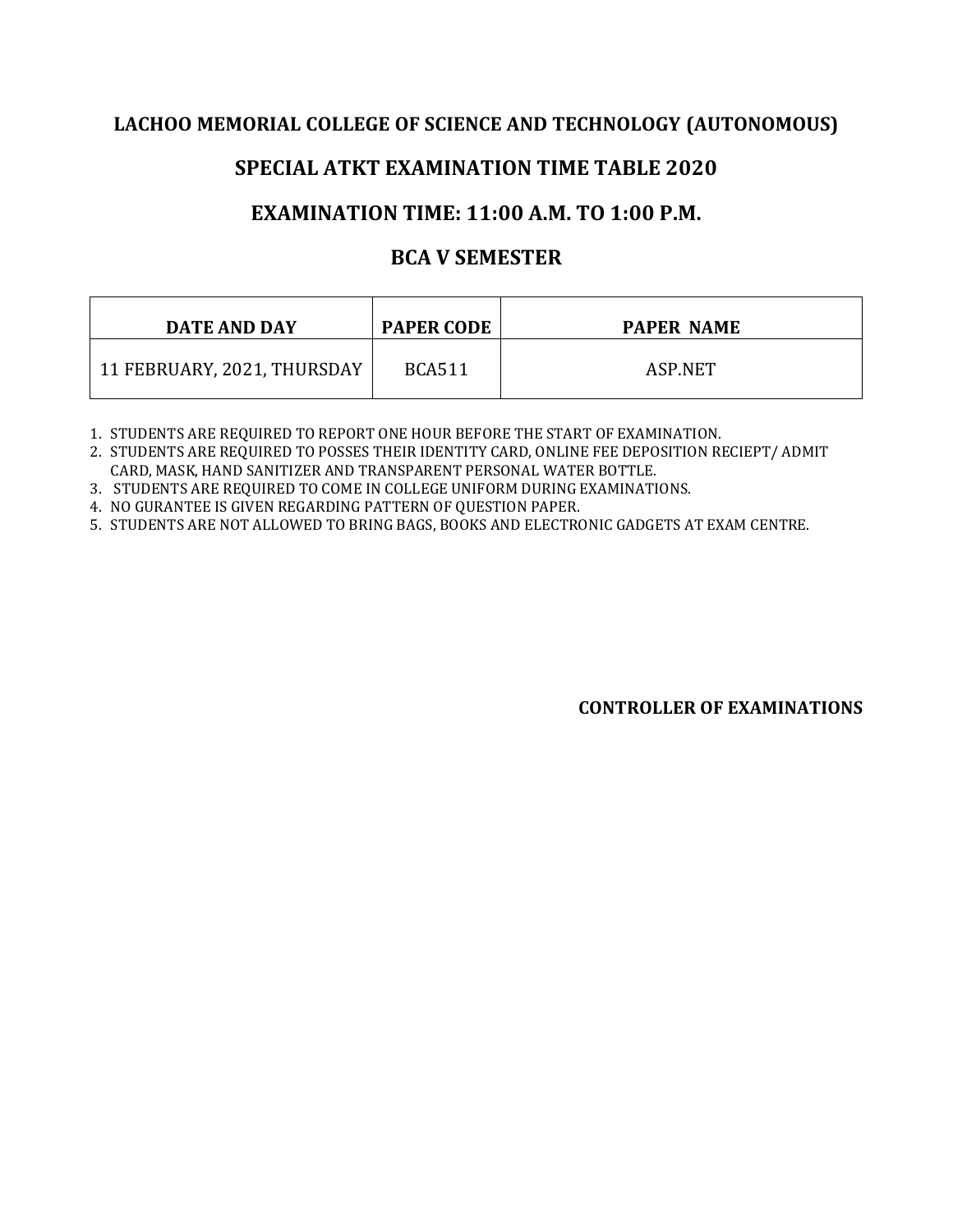## LACHOO MEMORIAL COLLEGE OF SCIENCE AND TECHNOLOGY (AUTONOMOUS)

## SPECIAL ATKT EXAMINATION TIME TABLE 2020

## EXAMINATION TIME: 11:00 A.M. TO 1:00 P.M.

## BCA V SEMESTER

| DATE AND DAY | PAPER CODE | PAPER NAME |
|---|---|---|
| 11 FEBRUARY, 2021, THURSDAY | BCA511 | ASP.NET |

1. STUDENTS ARE REQUIRED TO REPORT ONE HOUR BEFORE THE START OF EXAMINATION.
2. STUDENTS ARE REQUIRED TO POSSES THEIR IDENTITY CARD, ONLINE FEE DEPOSITION RECIEPT/ ADMIT CARD, MASK, HAND SANITIZER AND TRANSPARENT PERSONAL WATER BOTTLE.
3. STUDENTS ARE REQUIRED TO COME IN COLLEGE UNIFORM DURING EXAMINATIONS.
4. NO GURANTEE IS GIVEN REGARDING PATTERN OF QUESTION PAPER.
5. STUDENTS ARE NOT ALLOWED TO BRING BAGS, BOOKS AND ELECTRONIC GADGETS AT EXAM CENTRE.

**CONTROLLER OF EXAMINATIONS**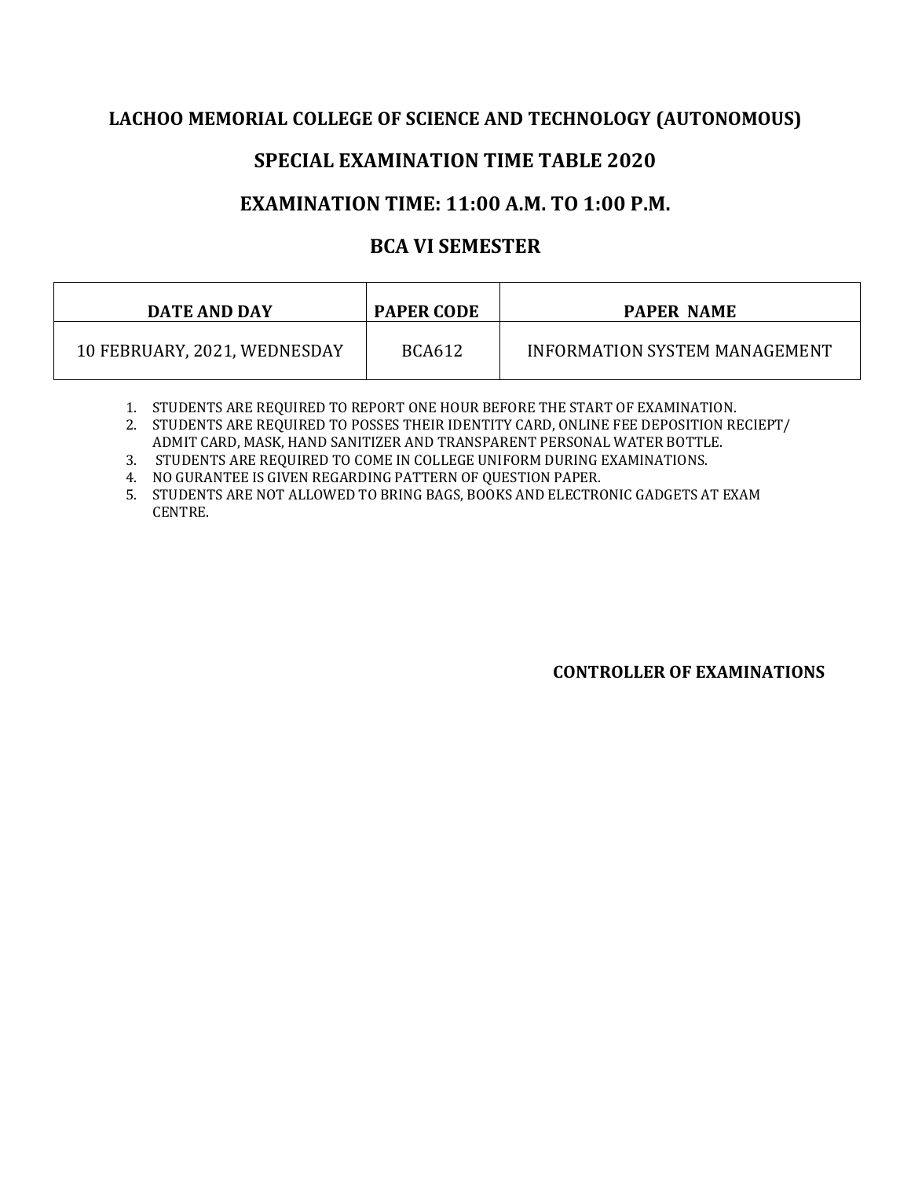**LACHOO MEMORIAL COLLEGE OF SCIENCE AND TECHNOLOGY (AUTONOMOUS)**

## SPECIAL EXAMINATION TIME TABLE 2020

## EXAMINATION TIME: 11:00 A.M. TO 1:00 P.M.

## BCA VI SEMESTER

| DATE AND DAY | PAPER CODE | PAPER NAME |
|---|---|---|
| 10 FEBRUARY, 2021, WEDNESDAY | BCA612 | INFORMATION SYSTEM MANAGEMENT |

1. STUDENTS ARE REQUIRED TO REPORT ONE HOUR BEFORE THE START OF EXAMINATION.
2. STUDENTS ARE REQUIRED TO POSSES THEIR IDENTITY CARD, ONLINE FEE DEPOSITION RECIEPT/ ADMIT CARD, MASK, HAND SANITIZER AND TRANSPARENT PERSONAL WATER BOTTLE.
3. STUDENTS ARE REQUIRED TO COME IN COLLEGE UNIFORM DURING EXAMINATIONS.
4. NO GURANTEE IS GIVEN REGARDING PATTERN OF QUESTION PAPER.
5. STUDENTS ARE NOT ALLOWED TO BRING BAGS, BOOKS AND ELECTRONIC GADGETS AT EXAM CENTRE.

**CONTROLLER OF EXAMINATIONS**